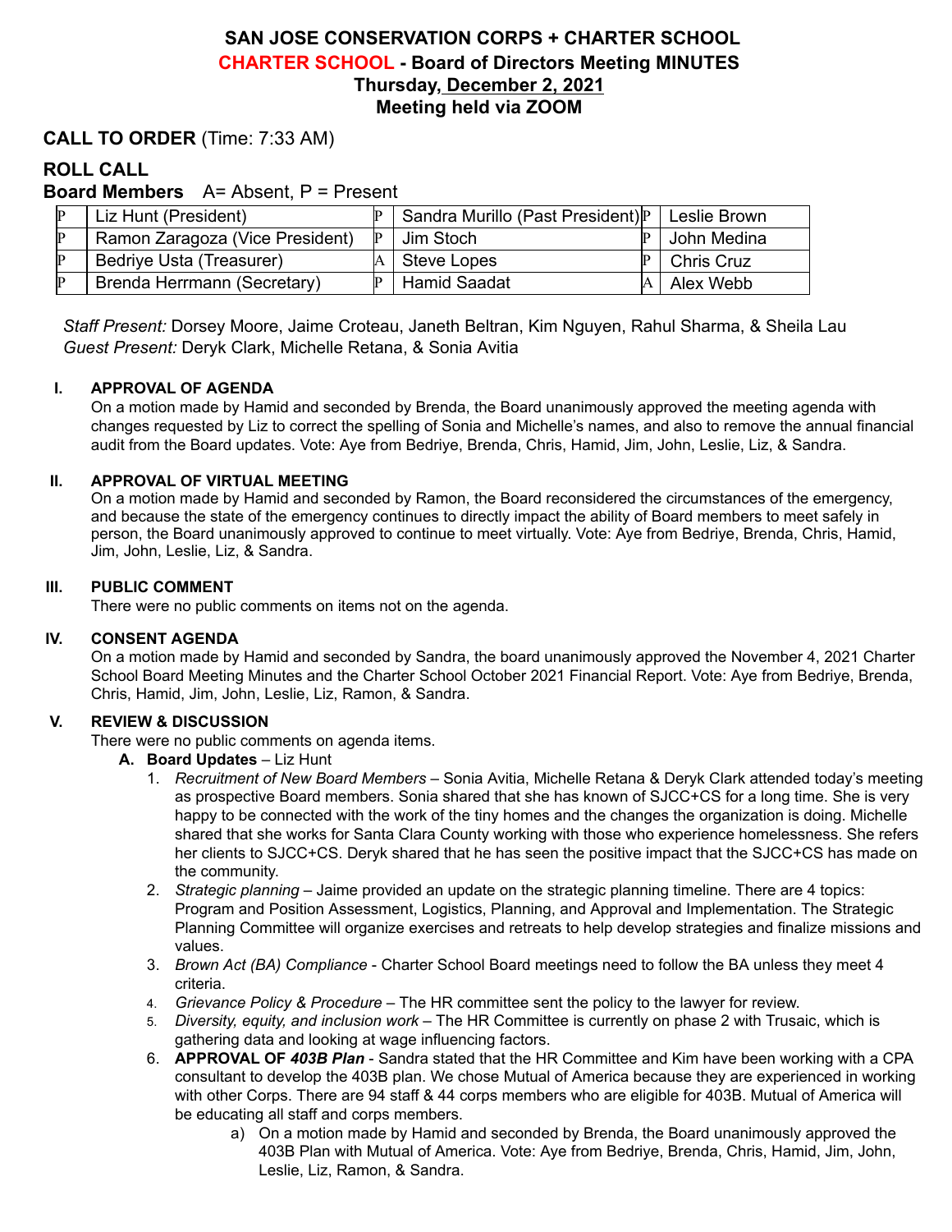# SAN JOSE CONSERVATION CORPS + CHARTER SCHOOL
## CHARTER SCHOOL - Board of Directors Meeting MINUTES
## Thursday, December 2, 2021
## Meeting held via ZOOM

## CALL TO ORDER (Time: 7:33 AM)

## ROLL CALL

**Board Members** A= Absent, P = Present

| | | | | | |
|---|---|---|---|---|---|
| P | Liz Hunt (President) | P | Sandra Murillo (Past President) | P | Leslie Brown |
| P | Ramon Zaragoza (Vice President) | P | Jim Stoch | P | John Medina |
| P | Bedriye Usta (Treasurer) | A | Steve Lopes | P | Chris Cruz |
| P | Brenda Herrmann (Secretary) | P | Hamid Saadat | A | Alex Webb |

*Staff Present:* Dorsey Moore, Jaime Croteau, Janeth Beltran, Kim Nguyen, Rahul Sharma, & Sheila Lau
*Guest Present:* Deryk Clark, Michelle Retana, & Sonia Avitia

### I. APPROVAL OF AGENDA

On a motion made by Hamid and seconded by Brenda, the Board unanimously approved the meeting agenda with changes requested by Liz to correct the spelling of Sonia and Michelle's names, and also to remove the annual financial audit from the Board updates. Vote: Aye from Bedriye, Brenda, Chris, Hamid, Jim, John, Leslie, Liz, & Sandra.

### II. APPROVAL OF VIRTUAL MEETING

On a motion made by Hamid and seconded by Ramon, the Board reconsidered the circumstances of the emergency, and because the state of the emergency continues to directly impact the ability of Board members to meet safely in person, the Board unanimously approved to continue to meet virtually. Vote: Aye from Bedriye, Brenda, Chris, Hamid, Jim, John, Leslie, Liz, & Sandra.

### III. PUBLIC COMMENT

There were no public comments on items not on the agenda.

### IV. CONSENT AGENDA

On a motion made by Hamid and seconded by Sandra, the board unanimously approved the November 4, 2021 Charter School Board Meeting Minutes and the Charter School October 2021 Financial Report. Vote: Aye from Bedriye, Brenda, Chris, Hamid, Jim, John, Leslie, Liz, Ramon, & Sandra.

### V. REVIEW & DISCUSSION

There were no public comments on agenda items.

**A. Board Updates** – Liz Hunt

1. *Recruitment of New Board Members* – Sonia Avitia, Michelle Retana & Deryk Clark attended today's meeting as prospective Board members. Sonia shared that she has known of SJCC+CS for a long time. She is very happy to be connected with the work of the tiny homes and the changes the organization is doing. Michelle shared that she works for Santa Clara County working with those who experience homelessness. She refers her clients to SJCC+CS. Deryk shared that he has seen the positive impact that the SJCC+CS has made on the community.
2. *Strategic planning* – Jaime provided an update on the strategic planning timeline. There are 4 topics: Program and Position Assessment, Logistics, Planning, and Approval and Implementation. The Strategic Planning Committee will organize exercises and retreats to help develop strategies and finalize missions and values.
3. *Brown Act (BA) Compliance* - Charter School Board meetings need to follow the BA unless they meet 4 criteria.
4. *Grievance Policy & Procedure* – The HR committee sent the policy to the lawyer for review.
5. *Diversity, equity, and inclusion work* – The HR Committee is currently on phase 2 with Trusaic, which is gathering data and looking at wage influencing factors.
6. **APPROVAL OF *403B Plan*** - Sandra stated that the HR Committee and Kim have been working with a CPA consultant to develop the 403B plan. We chose Mutual of America because they are experienced in working with other Corps. There are 94 staff & 44 corps members who are eligible for 403B. Mutual of America will be educating all staff and corps members.
    a) On a motion made by Hamid and seconded by Brenda, the Board unanimously approved the 403B Plan with Mutual of America. Vote: Aye from Bedriye, Brenda, Chris, Hamid, Jim, John, Leslie, Liz, Ramon, & Sandra.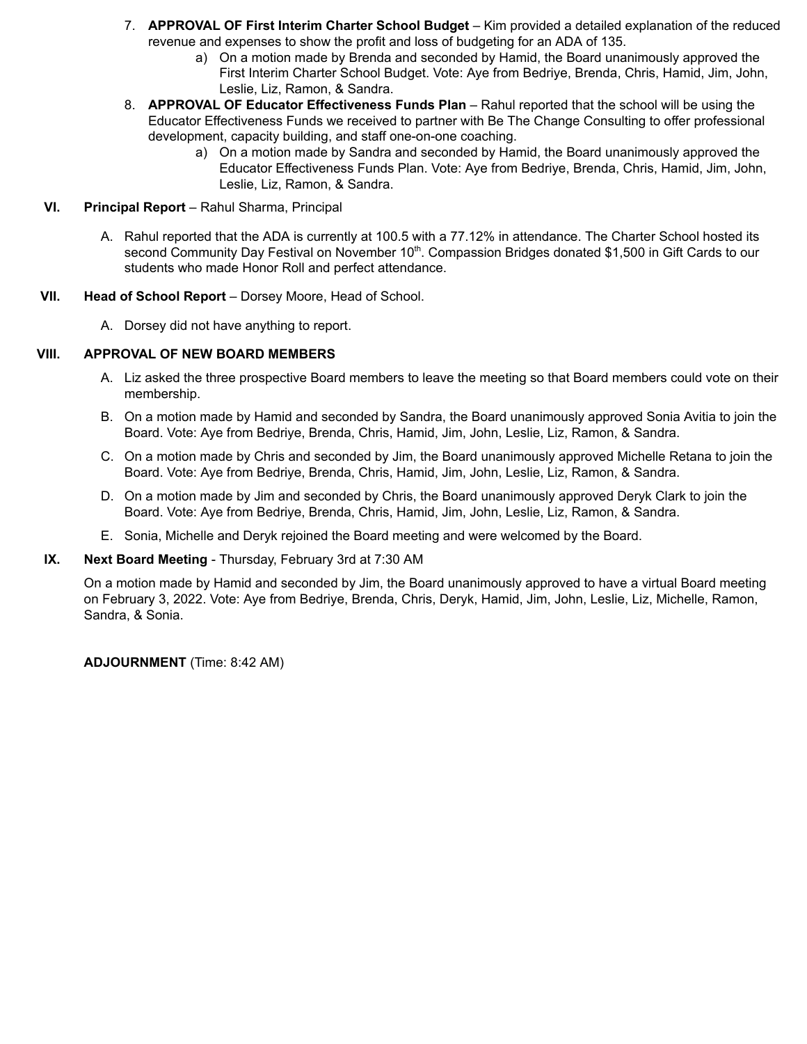7. **APPROVAL OF First Interim Charter School Budget** – Kim provided a detailed explanation of the reduced revenue and expenses to show the profit and loss of budgeting for an ADA of 135.
    a) On a motion made by Brenda and seconded by Hamid, the Board unanimously approved the First Interim Charter School Budget. Vote: Aye from Bedriye, Brenda, Chris, Hamid, Jim, John, Leslie, Liz, Ramon, & Sandra.
8. **APPROVAL OF Educator Effectiveness Funds Plan** – Rahul reported that the school will be using the Educator Effectiveness Funds we received to partner with Be The Change Consulting to offer professional development, capacity building, and staff one-on-one coaching.
    a) On a motion made by Sandra and seconded by Hamid, the Board unanimously approved the Educator Effectiveness Funds Plan. Vote: Aye from Bedriye, Brenda, Chris, Hamid, Jim, John, Leslie, Liz, Ramon, & Sandra.

**VI. Principal Report** – Rahul Sharma, Principal

A. Rahul reported that the ADA is currently at 100.5 with a 77.12% in attendance. The Charter School hosted its second Community Day Festival on November 10th. Compassion Bridges donated $1,500 in Gift Cards to our students who made Honor Roll and perfect attendance.

**VII. Head of School Report** – Dorsey Moore, Head of School.

A. Dorsey did not have anything to report.

**VIII. APPROVAL OF NEW BOARD MEMBERS**

A. Liz asked the three prospective Board members to leave the meeting so that Board members could vote on their membership.

B. On a motion made by Hamid and seconded by Sandra, the Board unanimously approved Sonia Avitia to join the Board. Vote: Aye from Bedriye, Brenda, Chris, Hamid, Jim, John, Leslie, Liz, Ramon, & Sandra.

C. On a motion made by Chris and seconded by Jim, the Board unanimously approved Michelle Retana to join the Board. Vote: Aye from Bedriye, Brenda, Chris, Hamid, Jim, John, Leslie, Liz, Ramon, & Sandra.

D. On a motion made by Jim and seconded by Chris, the Board unanimously approved Deryk Clark to join the Board. Vote: Aye from Bedriye, Brenda, Chris, Hamid, Jim, John, Leslie, Liz, Ramon, & Sandra.

E. Sonia, Michelle and Deryk rejoined the Board meeting and were welcomed by the Board.

**IX. Next Board Meeting** - Thursday, February 3rd at 7:30 AM

On a motion made by Hamid and seconded by Jim, the Board unanimously approved to have a virtual Board meeting on February 3, 2022. Vote: Aye from Bedriye, Brenda, Chris, Deryk, Hamid, Jim, John, Leslie, Liz, Michelle, Ramon, Sandra, & Sonia.

**ADJOURNMENT** (Time: 8:42 AM)